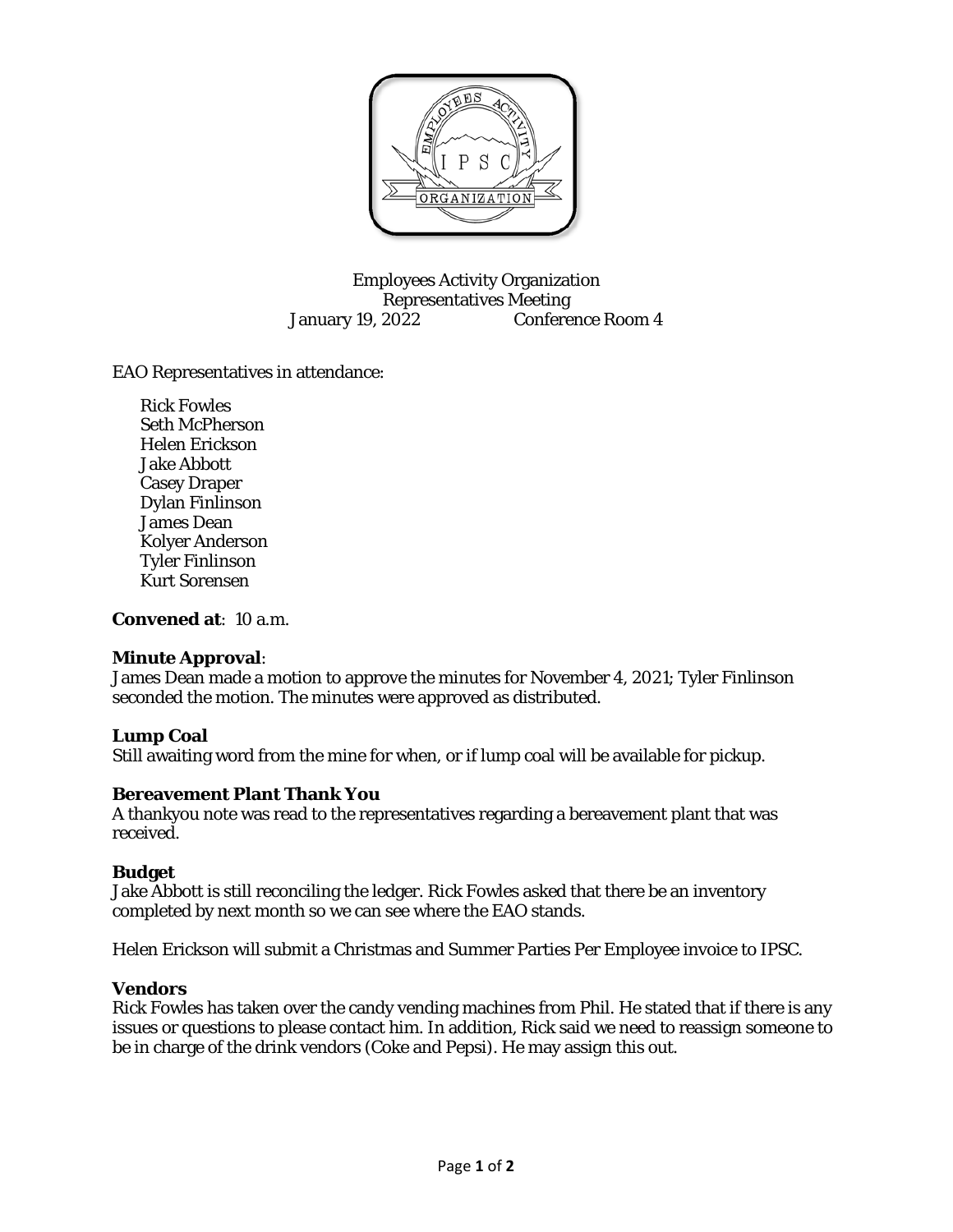Employees Activity Organization
Representatives Meeting
January 19, 2022 Conference Room 4

EAO Representatives in attendance:

- Rick Fowles
- Seth McPherson
- Helen Erickson
- Jake Abbott
- Casey Draper
- Dylan Finlinson
- James Dean
- Kolyer Anderson
- Tyler Finlinson
- Kurt Sorensen

**Convened at**: 10 a.m.

**Minute Approval**:
James Dean made a motion to approve the minutes for November 4, 2021; Tyler Finlinson seconded the motion. The minutes were approved as distributed.

**Lump Coal**
Still awaiting word from the mine for when, or if lump coal will be available for pickup.

**Bereavement Plant Thank You**
A thankyou note was read to the representatives regarding a bereavement plant that was received.

**Budget**
Jake Abbott is still reconciling the ledger. Rick Fowles asked that there be an inventory completed by next month so we can see where the EAO stands.

Helen Erickson will submit a Christmas and Summer Parties Per Employee invoice to IPSC.

**Vendors**
Rick Fowles has taken over the candy vending machines from Phil. He stated that if there is any issues or questions to please contact him. In addition, Rick said we need to reassign someone to be in charge of the drink vendors (Coke and Pepsi). He may assign this out.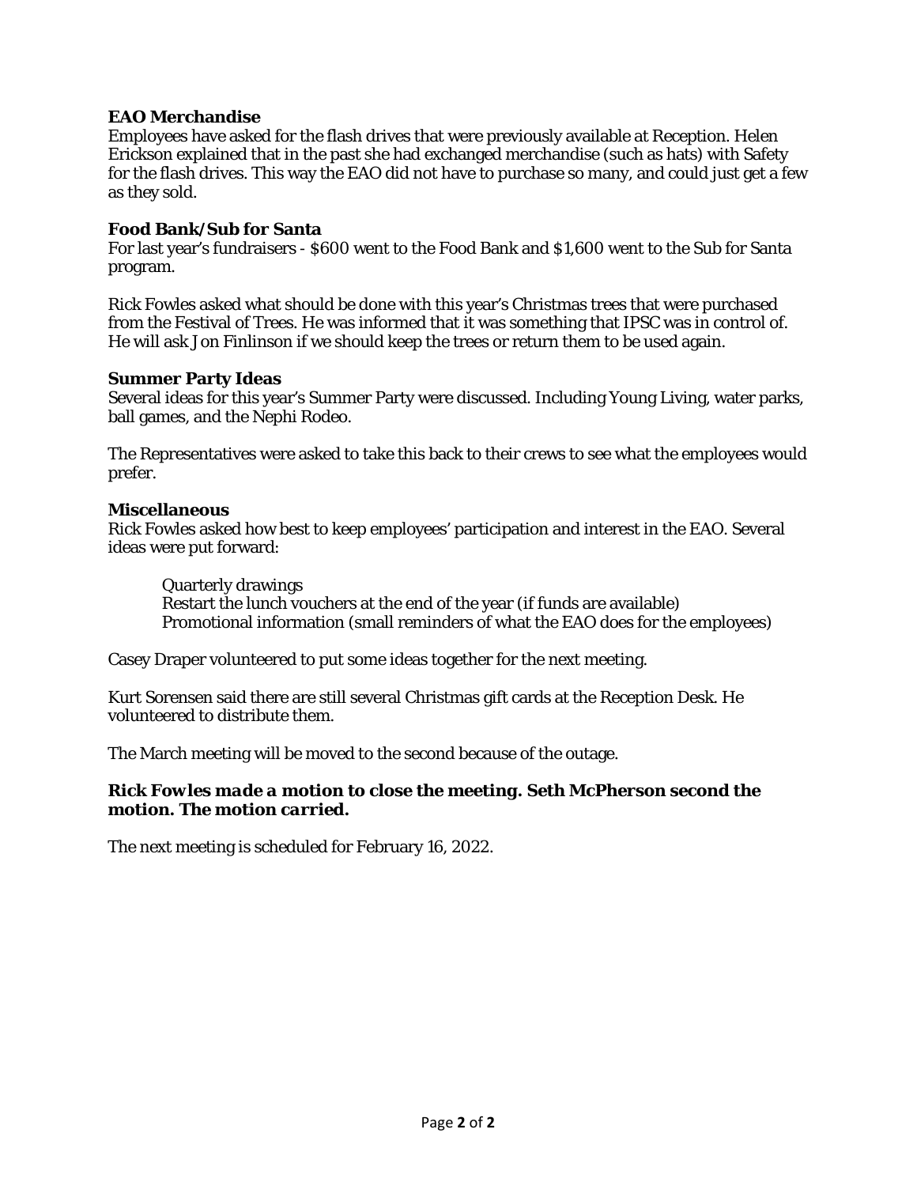### EAO Merchandise

Employees have asked for the flash drives that were previously available at Reception. Helen Erickson explained that in the past she had exchanged merchandise (such as hats) with Safety for the flash drives. This way the EAO did not have to purchase so many, and could just get a few as they sold.

### Food Bank/Sub for Santa

For last year's fundraisers - $600 went to the Food Bank and $1,600 went to the Sub for Santa program.

Rick Fowles asked what should be done with this year's Christmas trees that were purchased from the Festival of Trees. He was informed that it was something that IPSC was in control of. He will ask Jon Finlinson if we should keep the trees or return them to be used again.

### Summer Party Ideas

Several ideas for this year's Summer Party were discussed. Including Young Living, water parks, ball games, and the Nephi Rodeo.

The Representatives were asked to take this back to their crews to see what the employees would prefer.

### Miscellaneous

Rick Fowles asked how best to keep employees' participation and interest in the EAO. Several ideas were put forward:

- Quarterly drawings
- Restart the lunch vouchers at the end of the year (if funds are available)
- Promotional information (small reminders of what the EAO does for the employees)

Casey Draper volunteered to put some ideas together for the next meeting.

Kurt Sorensen said there are still several Christmas gift cards at the Reception Desk. He volunteered to distribute them.

The March meeting will be moved to the second because of the outage.

***Rick Fowles made a motion to close the meeting. Seth McPherson second the motion. The motion carried.***

The next meeting is scheduled for February 16, 2022.